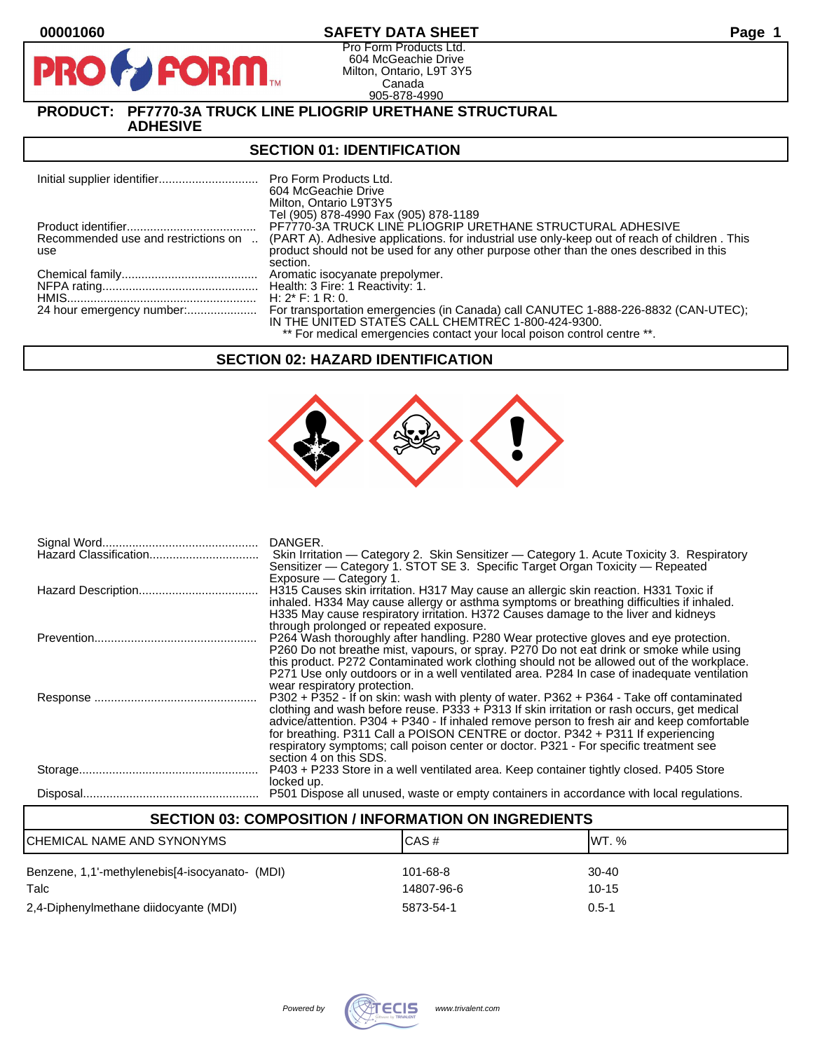00001060 **SAFETY DATA SHEET**

Pro Form Products Ltd.
604 McGeachie Drive
Milton, Ontario, L9T 3Y5
Canada
905-878-4990

**PRODUCT: PF7770-3A TRUCK LINE PLIOGRIP URETHANE STRUCTURAL ADHESIVE**

## SECTION 01: IDENTIFICATION

| | |
|---|---|
| Initial supplier identifier | Pro Form Products Ltd.<br>604 McGeachie Drive<br>Milton, Ontario L9T3Y5<br>Tel (905) 878-4990 Fax (905) 878-1189 |
| Product identifier | PF7770-3A TRUCK LINE PLIOGRIP URETHANE STRUCTURAL ADHESIVE |
| Recommended use and restrictions on use | (PART A). Adhesive applications. for industrial use only-keep out of reach of children . This product should not be used for any other purpose other than the ones described in this section. |
| Chemical family | Aromatic isocyanate prepolymer. |
| NFPA rating | Health: 3 Fire: 1 Reactivity: 1. |
| HMIS | H: 2* F: 1 R: 0. |
| 24 hour emergency number: | For transportation emergencies (in Canada) call CANUTEC 1-888-226-8832 (CAN-UTEC); IN THE UNITED STATES CALL CHEMTREC 1-800-424-9300.<br>** For medical emergencies contact your local poison control centre **. |

## SECTION 02: HAZARD IDENTIFICATION

| | |
|---|---|
| Signal Word | DANGER. |
| Hazard Classification | Skin Irritation — Category 2. Skin Sensitizer — Category 1. Acute Toxicity 3. Respiratory Sensitizer — Category 1. STOT SE 3. Specific Target Organ Toxicity — Repeated Exposure — Category 1. |
| Hazard Description | H315 Causes skin irritation. H317 May cause an allergic skin reaction. H331 Toxic if inhaled. H334 May cause allergy or asthma symptoms or breathing difficulties if inhaled. H335 May cause respiratory irritation. H372 Causes damage to the liver and kidneys through prolonged or repeated exposure. |
| Prevention | P264 Wash thoroughly after handling. P280 Wear protective gloves and eye protection. P260 Do not breathe mist, vapours, or spray. P270 Do not eat drink or smoke while using this product. P272 Contaminated work clothing should not be allowed out of the workplace. P271 Use only outdoors or in a well ventilated area. P284 In case of inadequate ventilation wear respiratory protection. |
| Response | P302 + P352 - If on skin: wash with plenty of water. P362 + P364 - Take off contaminated clothing and wash before reuse. P333 + P313 If skin irritation or rash occurs, get medical advice/attention. P304 + P340 - If inhaled remove person to fresh air and keep comfortable for breathing. P311 Call a POISON CENTRE or doctor. P342 + P311 If experiencing respiratory symptoms; call poison center or doctor. P321 - For specific treatment see section 4 on this SDS. |
| Storage | P403 + P233 Store in a well ventilated area. Keep container tightly closed. P405 Store locked up. |
| Disposal | P501 Dispose all unused, waste or empty containers in accordance with local regulations. |

## SECTION 03: COMPOSITION / INFORMATION ON INGREDIENTS

| CHEMICAL NAME AND SYNONYMS | CAS # | WT. % |
|---|---|---|
| Benzene, 1,1'-methylenebis[4-isocyanato- (MDI) | 101-68-8 | 30-40 |
| Talc | 14807-96-6 | 10-15 |
| 2,4-Diphenylmethane diidocyante (MDI) | 5873-54-1 | 0.5-1 |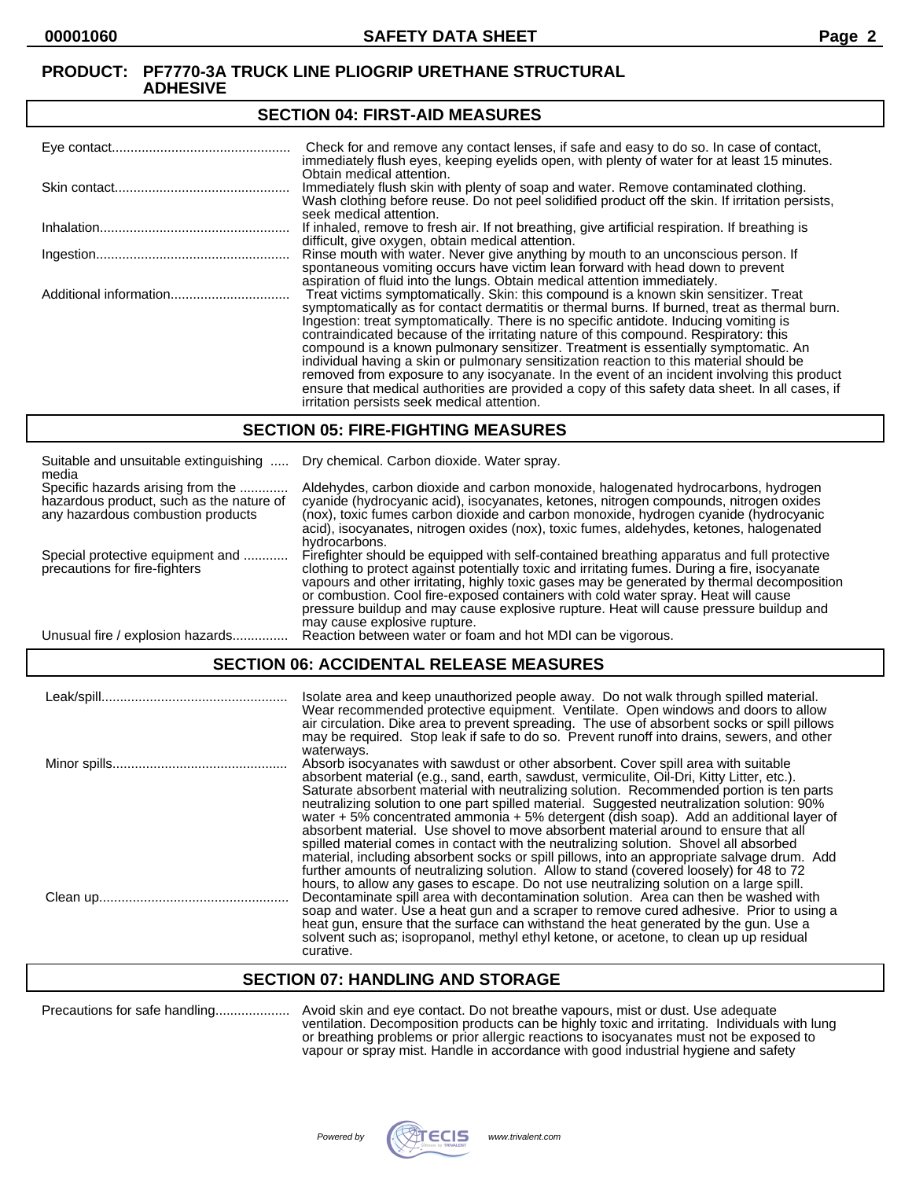**PRODUCT: PF7770-3A TRUCK LINE PLIOGRIP URETHANE STRUCTURAL ADHESIVE**

## SECTION 04: FIRST-AID MEASURES

| | |
|---|---|
| Eye contact | Check for and remove any contact lenses, if safe and easy to do so. In case of contact, immediately flush eyes, keeping eyelids open, with plenty of water for at least 15 minutes. Obtain medical attention. |
| Skin contact | Immediately flush skin with plenty of soap and water. Remove contaminated clothing. Wash clothing before reuse. Do not peel solidified product off the skin. If irritation persists, seek medical attention. |
| Inhalation | If inhaled, remove to fresh air. If not breathing, give artificial respiration. If breathing is difficult, give oxygen, obtain medical attention. |
| Ingestion | Rinse mouth with water. Never give anything by mouth to an unconscious person. If spontaneous vomiting occurs have victim lean forward with head down to prevent aspiration of fluid into the lungs. Obtain medical attention immediately. |
| Additional information | Treat victims symptomatically. Skin: this compound is a known skin sensitizer. Treat symptomatically as for contact dermatitis or thermal burns. If burned, treat as thermal burn. Ingestion: treat symptomatically. There is no specific antidote. Inducing vomiting is contraindicated because of the irritating nature of this compound. Respiratory: this compound is a known pulmonary sensitizer. Treatment is essentially symptomatic. An individual having a skin or pulmonary sensitization reaction to this material should be removed from exposure to any isocyanate. In the event of an incident involving this product ensure that medical authorities are provided a copy of this safety data sheet. In all cases, if irritation persists seek medical attention. |

## SECTION 05: FIRE-FIGHTING MEASURES

| | |
|---|---|
| Suitable and unsuitable extinguishing media | Dry chemical. Carbon dioxide. Water spray. |
| Specific hazards arising from the hazardous product, such as the nature of any hazardous combustion products | Aldehydes, carbon dioxide and carbon monoxide, halogenated hydrocarbons, hydrogen cyanide (hydrocyanic acid), isocyanates, ketones, nitrogen compounds, nitrogen oxides (nox), toxic fumes carbon dioxide and carbon monoxide, hydrogen cyanide (hydrocyanic acid), isocyanates, nitrogen oxides (nox), toxic fumes, aldehydes, ketones, halogenated hydrocarbons. |
| Special protective equipment and precautions for fire-fighters | Firefighter should be equipped with self-contained breathing apparatus and full protective clothing to protect against potentially toxic and irritating fumes. During a fire, isocyanate vapours and other irritating, highly toxic gases may be generated by thermal decomposition or combustion. Cool fire-exposed containers with cold water spray. Heat will cause pressure buildup and may cause explosive rupture. Heat will cause pressure buildup and may cause explosive rupture. |
| Unusual fire / explosion hazards | Reaction between water or foam and hot MDI can be vigorous. |

## SECTION 06: ACCIDENTAL RELEASE MEASURES

| | |
|---|---|
| Leak/spill | Isolate area and keep unauthorized people away. Do not walk through spilled material. Wear recommended protective equipment. Ventilate. Open windows and doors to allow air circulation. Dike area to prevent spreading. The use of absorbent socks or spill pillows may be required. Stop leak if safe to do so. Prevent runoff into drains, sewers, and other waterways. |
| Minor spills | Absorb isocyanates with sawdust or other absorbent. Cover spill area with suitable absorbent material (e.g., sand, earth, sawdust, vermiculite, Oil-Dri, Kitty Litter, etc.). Saturate absorbent material with neutralizing solution. Recommended portion is ten parts neutralizing solution to one part spilled material. Suggested neutralization solution: 90% water + 5% concentrated ammonia + 5% detergent (dish soap). Add an additional layer of absorbent material. Use shovel to move absorbent material around to ensure that all spilled material comes in contact with the neutralizing solution. Shovel all absorbed material, including absorbent socks or spill pillows, into an appropriate salvage drum. Add further amounts of neutralizing solution. Allow to stand (covered loosely) for 48 to 72 hours, to allow any gases to escape. Do not use neutralizing solution on a large spill. |
| Clean up | Decontaminate spill area with decontamination solution. Area can then be washed with soap and water. Use a heat gun and a scraper to remove cured adhesive. Prior to using a heat gun, ensure that the surface can withstand the heat generated by the gun. Use a solvent such as; isopropanol, methyl ethyl ketone, or acetone, to clean up up residual curative. |

## SECTION 07: HANDLING AND STORAGE

| | |
|---|---|
| Precautions for safe handling | Avoid skin and eye contact. Do not breathe vapours, mist or dust. Use adequate ventilation. Decomposition products can be highly toxic and irritating. Individuals with lung or breathing problems or prior allergic reactions to isocyanates must not be exposed to vapour or spray mist. Handle in accordance with good industrial hygiene and safety |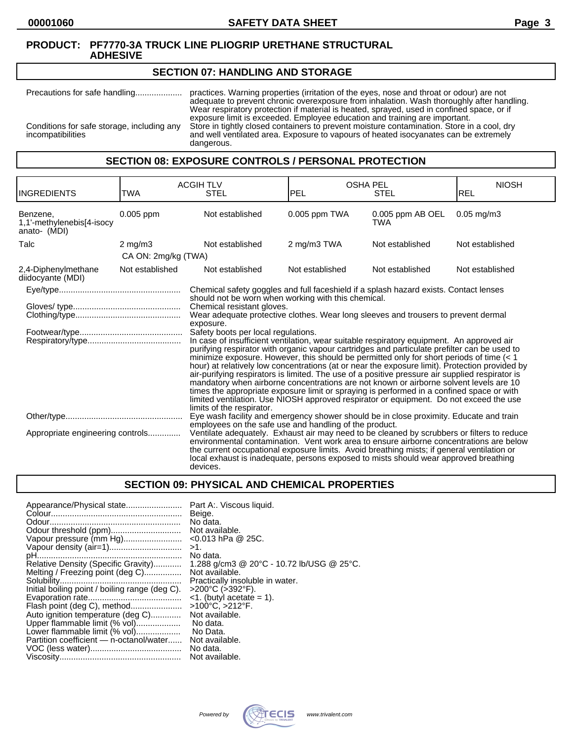**PRODUCT: PF7770-3A TRUCK LINE PLIOGRIP URETHANE STRUCTURAL ADHESIVE**

## SECTION 07: HANDLING AND STORAGE

Precautions for safe handling.................... practices. Warning properties (irritation of the eyes, nose and throat or odour) are not adequate to prevent chronic overexposure from inhalation. Wash thoroughly after handling. Wear respiratory protection if material is heated, sprayed, used in confined space, or if exposure limit is exceeded. Employee education and training are important.

Conditions for safe storage, including any incompatibilities: Store in tightly closed containers to prevent moisture contamination. Store in a cool, dry and well ventilated area. Exposure to vapours of heated isocyanates can be extremely dangerous.

## SECTION 08: EXPOSURE CONTROLS / PERSONAL PROTECTION

| INGREDIENTS | ACGIH TLV TWA | ACGIH TLV STEL | OSHA PEL PEL | OSHA PEL STEL | NIOSH REL |
|---|---|---|---|---|---|
| Benzene, 1,1'-methylenebis[4-isocy anato- (MDI) | 0.005 ppm | Not established | 0.005 ppm TWA | 0.005 ppm AB OEL TWA | 0.05 mg/m3 |
| Talc | 2 mg/m3<br>CA ON: 2mg/kg (TWA) | Not established | 2 mg/m3 TWA | Not established | Not established |
| 2,4-Diphenylmethane diidocyante (MDI) | Not established | Not established | Not established | Not established | Not established |

Eye/type................................................... Chemical safety goggles and full faceshield if a splash hazard exists. Contact lenses should not be worn when working with this chemical.

Gloves/ type............................................. Chemical resistant gloves.

Clothing/type............................................ Wear adequate protective clothes. Wear long sleeves and trousers to prevent dermal exposure.

Footwear/type........................................... Safety boots per local regulations.

Respiratory/type....................................... In case of insufficient ventilation, wear suitable respiratory equipment. An approved air purifying respirator with organic vapour cartridges and particulate prefilter can be used to minimize exposure. However, this should be permitted only for short periods of time (< 1 hour) at relatively low concentrations (at or near the exposure limit). Protection provided by air-purifying respirators is limited. The use of a positive pressure air supplied respirator is mandatory when airborne concentrations are not known or airborne solvent levels are 10 times the appropriate exposure limit or spraying is performed in a confined space or with limited ventilation. Use NIOSH approved respirator or equipment. Do not exceed the use limits of the respirator.

Other/type................................................. Eye wash facility and emergency shower should be in close proximity. Educate and train employees on the safe use and handling of the product.

Appropriate engineering controls............. Ventilate adequately. Exhaust air may need to be cleaned by scrubbers or filters to reduce environmental contamination. Vent work area to ensure airborne concentrations are below the current occupational exposure limits. Avoid breathing mists; if general ventilation or local exhaust is inadequate, persons exposed to mists should wear approved breathing devices.

## SECTION 09: PHYSICAL AND CHEMICAL PROPERTIES

| | |
|---|---|
| Appearance/Physical state........................ | Part A:. Viscous liquid. |
| Colour........................................................ | Beige. |
| Odour......................................................... | No data. |
| Odour threshold (ppm).............................. | Not available. |
| Vapour pressure (mm Hg)......................... | <0.013 hPa @ 25C. |
| Vapour density (air=1)............................... | >1. |
| pH.............................................................. | No data. |
| Relative Density (Specific Gravity)............ | 1.288 g/cm3 @ 20°C - 10.72 lb/USG @ 25°C. |
| Melting / Freezing point (deg C)................ | Not available. |
| Solubility.................................................... | Practically insoluble in water. |
| Initial boiling point / boiling range (deg C). | >200°C (>392°F). |
| Evaporation rate........................................ | <1. (butyl acetate = 1). |
| Flash point (deg C), method...................... | >100°C, >212°F. |
| Auto ignition temperature (deg C)............. | Not available. |
| Upper flammable limit (% vol)................... | No data. |
| Lower flammable limit (% vol)................... | No Data. |
| Partition coefficient — n-octanol/water...... | Not available. |
| VOC (less water)....................................... | No data. |
| Viscosity.................................................... | Not available. |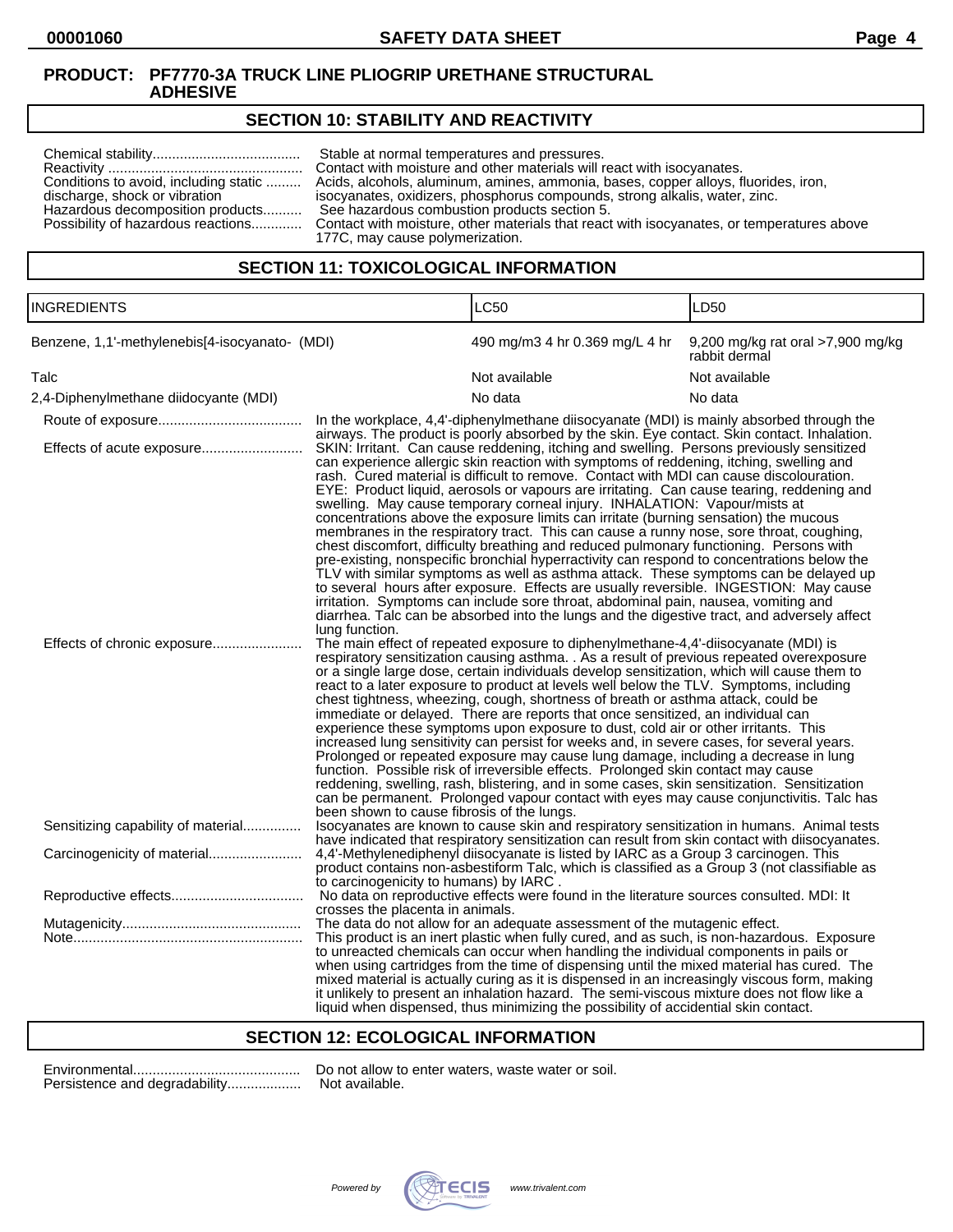**PRODUCT: PF7770-3A TRUCK LINE PLIOGRIP URETHANE STRUCTURAL ADHESIVE**

## SECTION 10: STABILITY AND REACTIVITY

Chemical stability...................................... Stable at normal temperatures and pressures.
Reactivity .................................................. Contact with moisture and other materials will react with isocyanates.
Conditions to avoid, including static discharge, shock or vibration ......... Acids, alcohols, aluminum, amines, ammonia, bases, copper alloys, fluorides, iron, isocyanates, oxidizers, phosphorus compounds, strong alkalis, water, zinc.
Hazardous decomposition products.......... See hazardous combustion products section 5.
Possibility of hazardous reactions............. Contact with moisture, other materials that react with isocyanates, or temperatures above 177C, may cause polymerization.

## SECTION 11: TOXICOLOGICAL INFORMATION

| INGREDIENTS | LC50 | LD50 |
|---|---|---|
| Benzene, 1,1'-methylenebis[4-isocyanato- (MDI) | 490 mg/m3 4 hr 0.369 mg/L 4 hr | 9,200 mg/kg rat oral >7,900 mg/kg rabbit dermal |
| Talc | Not available | Not available |
| 2,4-Diphenylmethane diidocyante (MDI) | No data | No data |

Route of exposure..................................... In the workplace, 4,4'-diphenylmethane diisocyanate (MDI) is mainly absorbed through the airways. The product is poorly absorbed by the skin. Eye contact. Skin contact. Inhalation.

Effects of acute exposure.......................... SKIN: Irritant. Can cause reddening, itching and swelling. Persons previously sensitized can experience allergic skin reaction with symptoms of reddening, itching, swelling and rash. Cured material is difficult to remove. Contact with MDI can cause discolouration. EYE: Product liquid, aerosols or vapours are irritating. Can cause tearing, reddening and swelling. May cause temporary corneal injury. INHALATION: Vapour/mists at concentrations above the exposure limits can irritate (burning sensation) the mucous membranes in the respiratory tract. This can cause a runny nose, sore throat, coughing, chest discomfort, difficulty breathing and reduced pulmonary functioning. Persons with pre-existing, nonspecific bronchial hyperactivity can respond to concentrations below the TLV with similar symptoms as well as asthma attack. These symptoms can be delayed up to several hours after exposure. Effects are usually reversible. INGESTION: May cause irritation. Symptoms can include sore throat, abdominal pain, nausea, vomiting and diarrhea. Talc can be absorbed into the lungs and the digestive tract, and adversely affect lung function.

Effects of chronic exposure....................... The main effect of repeated exposure to diphenylmethane-4,4'-diisocyanate (MDI) is respiratory sensitization causing asthma. . As a result of previous repeated overexposure or a single large dose, certain individuals develop sensitization, which will cause them to react to a later exposure to product at levels well below the TLV. Symptoms, including chest tightness, wheezing, cough, shortness of breath or asthma attack, could be immediate or delayed. There are reports that once sensitized, an individual can experience these symptoms upon exposure to dust, cold air or other irritants. This increased lung sensitivity can persist for weeks and, in severe cases, for several years. Prolonged or repeated exposure may cause lung damage, including a decrease in lung function. Possible risk of irreversible effects. Prolonged skin contact may cause reddening, swelling, rash, blistering, and in some cases, skin sensitization. Sensitization can be permanent. Prolonged vapour contact with eyes may cause conjunctivitis. Talc has been shown to cause fibrosis of the lungs.

Sensitizing capability of material............... Isocyanates are known to cause skin and respiratory sensitization in humans. Animal tests have indicated that respiratory sensitization can result from skin contact with diisocyanates.

Carcinogenicity of material........................ 4,4'-Methylenediphenyl diisocyanate is listed by IARC as a Group 3 carcinogen. This product contains non-asbestiform Talc, which is classified as a Group 3 (not classifiable as to carcinogenicity to humans) by IARC .

Reproductive effects.................................. No data on reproductive effects were found in the literature sources consulted. MDI: It crosses the placenta in animals.

Mutagenicity.............................................. The data do not allow for an adequate assessment of the mutagenic effect.

Note........................................................... This product is an inert plastic when fully cured, and as such, is non-hazardous. Exposure to unreacted chemicals can occur when handling the individual components in pails or when using cartridges from the time of dispensing until the mixed material has cured. The mixed material is actually curing as it is dispensed in an increasingly viscous form, making it unlikely to present an inhalation hazard. The semi-viscous mixture does not flow like a liquid when dispensed, thus minimizing the possibility of accidental skin contact.

## SECTION 12: ECOLOGICAL INFORMATION

Environmental........................................... Do not allow to enter waters, waste water or soil.
Persistence and degradability................... Not available.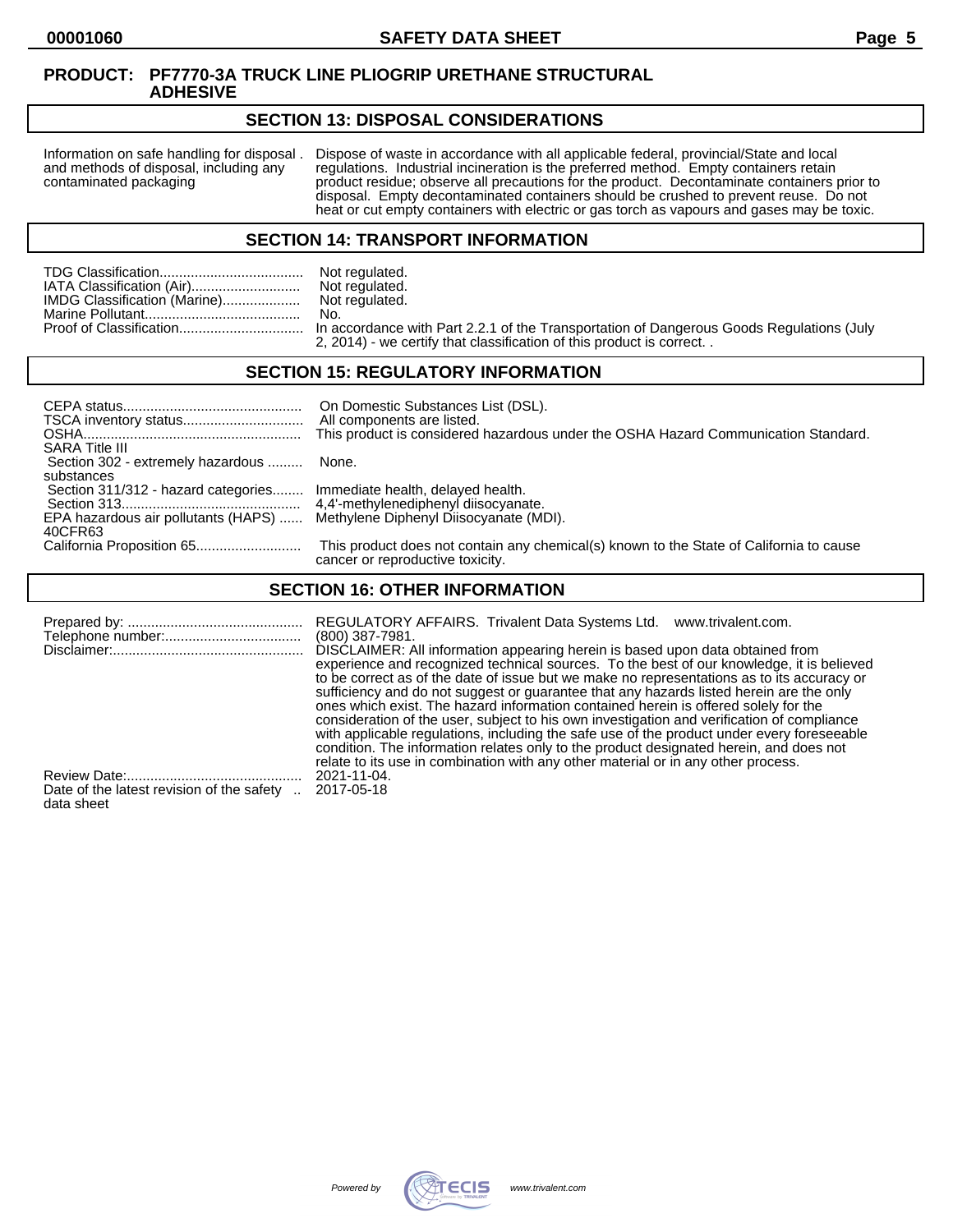**PRODUCT: PF7770-3A TRUCK LINE PLIOGRIP URETHANE STRUCTURAL ADHESIVE**

## SECTION 13: DISPOSAL CONSIDERATIONS

| | |
|---|---|
| Information on safe handling for disposal and methods of disposal, including any contaminated packaging | Dispose of waste in accordance with all applicable federal, provincial/State and local regulations. Industrial incineration is the preferred method. Empty containers retain product residue; observe all precautions for the product. Decontaminate containers prior to disposal. Empty decontaminated containers should be crushed to prevent reuse. Do not heat or cut empty containers with electric or gas torch as vapours and gases may be toxic. |

## SECTION 14: TRANSPORT INFORMATION

| | |
|---|---|
| TDG Classification | Not regulated. |
| IATA Classification (Air) | Not regulated. |
| IMDG Classification (Marine) | Not regulated. |
| Marine Pollutant | No. |
| Proof of Classification | In accordance with Part 2.2.1 of the Transportation of Dangerous Goods Regulations (July 2, 2014) - we certify that classification of this product is correct. . |

## SECTION 15: REGULATORY INFORMATION

| | |
|---|---|
| CEPA status | On Domestic Substances List (DSL). |
| TSCA inventory status | All components are listed. |
| OSHA | This product is considered hazardous under the OSHA Hazard Communication Standard. |
| SARA Title III | |
| Section 302 - extremely hazardous substances | None. |
| Section 311/312 - hazard categories | Immediate health, delayed health. |
| Section 313 | 4,4'-methylenediphenyl diisocyanate. |
| EPA hazardous air pollutants (HAPS) 40CFR63 | Methylene Diphenyl Diisocyanate (MDI). |
| California Proposition 65 | This product does not contain any chemical(s) known to the State of California to cause cancer or reproductive toxicity. |

## SECTION 16: OTHER INFORMATION

| | |
|---|---|
| Prepared by: | REGULATORY AFFAIRS. Trivalent Data Systems Ltd. www.trivalent.com. |
| Telephone number: | (800) 387-7981. |
| Disclaimer: | DISCLAIMER: All information appearing herein is based upon data obtained from experience and recognized technical sources. To the best of our knowledge, it is believed to be correct as of the date of issue but we make no representations as to its accuracy or sufficiency and do not suggest or guarantee that any hazards listed herein are the only ones which exist. The hazard information contained herein is offered solely for the consideration of the user, subject to his own investigation and verification of compliance with applicable regulations, including the safe use of the product under every foreseeable condition. The information relates only to the product designated herein, and does not relate to its use in combination with any other material or in any other process. |
| Review Date: | 2021-11-04. |
| Date of the latest revision of the safety data sheet | 2017-05-18 |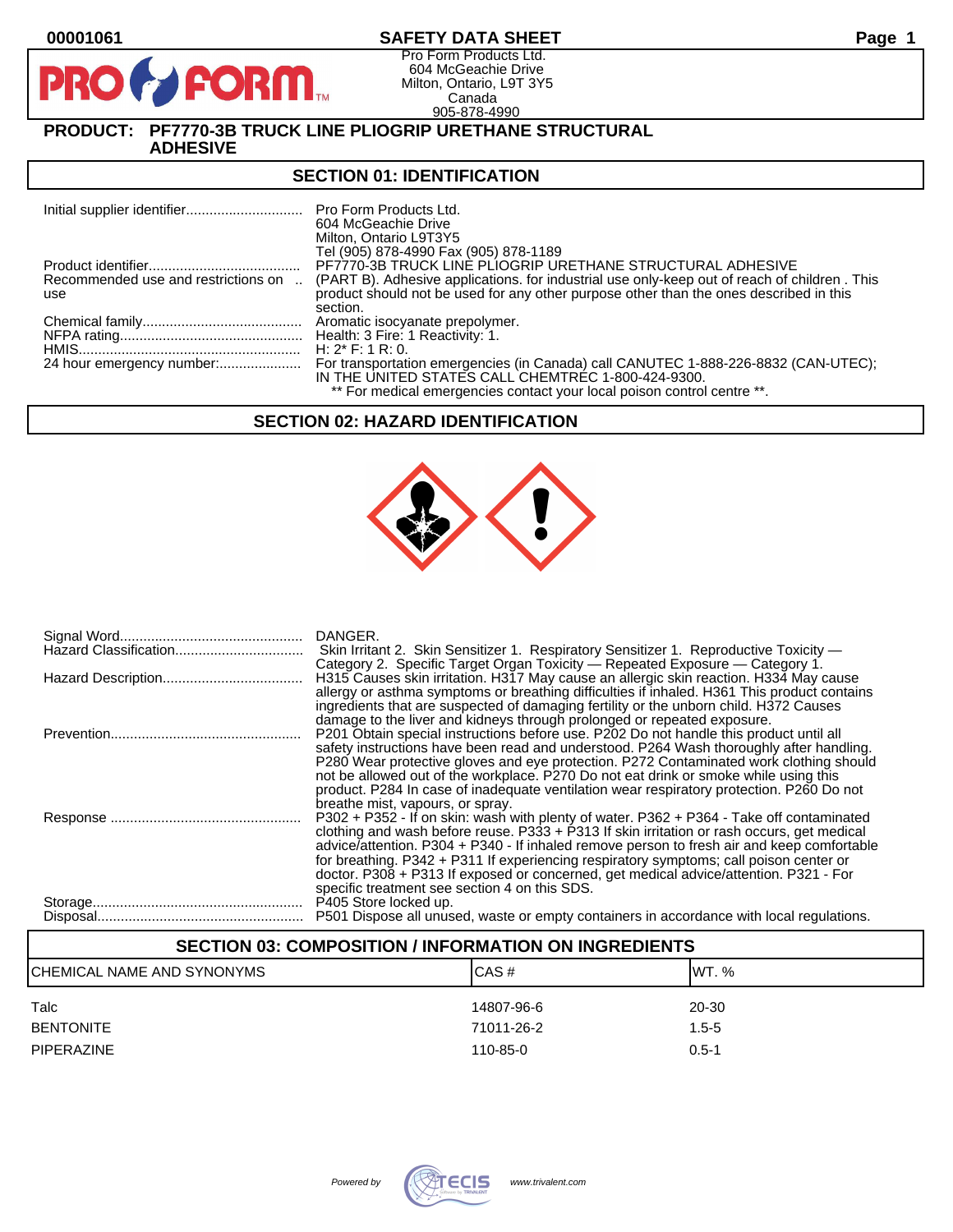# SAFETY DATA SHEET

Pro Form Products Ltd.
604 McGeachie Drive
Milton, Ontario, L9T 3Y5
Canada
905-878-4990

**PRODUCT: PF7770-3B TRUCK LINE PLIOGRIP URETHANE STRUCTURAL ADHESIVE**

## SECTION 01: IDENTIFICATION

| | |
|---|---|
| Initial supplier identifier | Pro Form Products Ltd.<br>604 McGeachie Drive<br>Milton, Ontario L9T3Y5<br>Tel (905) 878-4990 Fax (905) 878-1189 |
| Product identifier | PF7770-3B TRUCK LINE PLIOGRIP URETHANE STRUCTURAL ADHESIVE |
| Recommended use and restrictions on use | (PART B). Adhesive applications. for industrial use only-keep out of reach of children . This product should not be used for any other purpose other than the ones described in this section. |
| Chemical family | Aromatic isocyanate prepolymer. |
| NFPA rating | Health: 3 Fire: 1 Reactivity: 1. |
| HMIS | H: 2* F: 1 R: 0. |
| 24 hour emergency number: | For transportation emergencies (in Canada) call CANUTEC 1-888-226-8832 (CAN-UTEC); IN THE UNITED STATES CALL CHEMTREC 1-800-424-9300.<br>** For medical emergencies contact your local poison control centre **. |

## SECTION 02: HAZARD IDENTIFICATION

| | |
|---|---|
| Signal Word | DANGER. |
| Hazard Classification | Skin Irritant 2. Skin Sensitizer 1. Respiratory Sensitizer 1. Reproductive Toxicity — Category 2. Specific Target Organ Toxicity — Repeated Exposure — Category 1. |
| Hazard Description | H315 Causes skin irritation. H317 May cause an allergic skin reaction. H334 May cause allergy or asthma symptoms or breathing difficulties if inhaled. H361 This product contains ingredients that are suspected of damaging fertility or the unborn child. H372 Causes damage to the liver and kidneys through prolonged or repeated exposure. |
| Prevention | P201 Obtain special instructions before use. P202 Do not handle this product until all safety instructions have been read and understood. P264 Wash thoroughly after handling. P280 Wear protective gloves and eye protection. P272 Contaminated work clothing should not be allowed out of the workplace. P270 Do not eat drink or smoke while using this product. P284 In case of inadequate ventilation wear respiratory protection. P260 Do not breathe mist, vapours, or spray. |
| Response | P302 + P352 - If on skin: wash with plenty of water. P362 + P364 - Take off contaminated clothing and wash before reuse. P333 + P313 If skin irritation or rash occurs, get medical advice/attention. P304 + P340 - If inhaled remove person to fresh air and keep comfortable for breathing. P342 + P311 If experiencing respiratory symptoms; call poison center or doctor. P308 + P313 If exposed or concerned, get medical advice/attention. P321 - For specific treatment see section 4 on this SDS. |
| Storage | P405 Store locked up. |
| Disposal | P501 Dispose all unused, waste or empty containers in accordance with local regulations. |

## SECTION 03: COMPOSITION / INFORMATION ON INGREDIENTS

| CHEMICAL NAME AND SYNONYMS | CAS # | WT. % |
|---|---|---|
| Talc | 14807-96-6 | 20-30 |
| BENTONITE | 71011-26-2 | 1.5-5 |
| PIPERAZINE | 110-85-0 | 0.5-1 |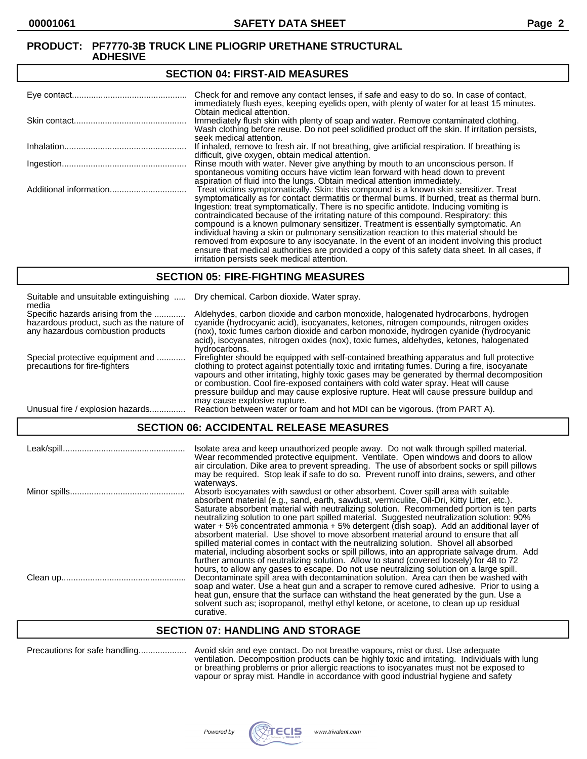**PRODUCT: PF7770-3B TRUCK LINE PLIOGRIP URETHANE STRUCTURAL ADHESIVE**

## SECTION 04: FIRST-AID MEASURES

| | |
|---|---|
| Eye contact | Check for and remove any contact lenses, if safe and easy to do so. In case of contact, immediately flush eyes, keeping eyelids open, with plenty of water for at least 15 minutes. Obtain medical attention. |
| Skin contact | Immediately flush skin with plenty of soap and water. Remove contaminated clothing. Wash clothing before reuse. Do not peel solidified product off the skin. If irritation persists, seek medical attention. |
| Inhalation | If inhaled, remove to fresh air. If not breathing, give artificial respiration. If breathing is difficult, give oxygen, obtain medical attention. |
| Ingestion | Rinse mouth with water. Never give anything by mouth to an unconscious person. If spontaneous vomiting occurs have victim lean forward with head down to prevent aspiration of fluid into the lungs. Obtain medical attention immediately. |
| Additional information | Treat victims symptomatically. Skin: this compound is a known skin sensitizer. Treat symptomatically as for contact dermatitis or thermal burns. If burned, treat as thermal burn. Ingestion: treat symptomatically. There is no specific antidote. Inducing vomiting is contraindicated because of the irritating nature of this compound. Respiratory: this compound is a known pulmonary sensitizer. Treatment is essentially symptomatic. An individual having a skin or pulmonary sensitization reaction to this material should be removed from exposure to any isocyanate. In the event of an incident involving this product ensure that medical authorities are provided a copy of this safety data sheet. In all cases, if irritation persists seek medical attention. |

## SECTION 05: FIRE-FIGHTING MEASURES

| | |
|---|---|
| Suitable and unsuitable extinguishing media | Dry chemical. Carbon dioxide. Water spray. |
| Specific hazards arising from the hazardous product, such as the nature of any hazardous combustion products | Aldehydes, carbon dioxide and carbon monoxide, halogenated hydrocarbons, hydrogen cyanide (hydrocyanic acid), isocyanates, ketones, nitrogen compounds, nitrogen oxides (nox), toxic fumes carbon dioxide and carbon monoxide, hydrogen cyanide (hydrocyanic acid), isocyanates, nitrogen oxides (nox), toxic fumes, aldehydes, ketones, halogenated hydrocarbons. |
| Special protective equipment and precautions for fire-fighters | Firefighter should be equipped with self-contained breathing apparatus and full protective clothing to protect against potentially toxic and irritating fumes. During a fire, isocyanate vapours and other irritating, highly toxic gases may be generated by thermal decomposition or combustion. Cool fire-exposed containers with cold water spray. Heat will cause pressure buildup and may cause explosive rupture. Heat will cause pressure buildup and may cause explosive rupture. |
| Unusual fire / explosion hazards | Reaction between water or foam and hot MDI can be vigorous. (from PART A). |

## SECTION 06: ACCIDENTAL RELEASE MEASURES

| | |
|---|---|
| Leak/spill | Isolate area and keep unauthorized people away. Do not walk through spilled material. Wear recommended protective equipment. Ventilate. Open windows and doors to allow air circulation. Dike area to prevent spreading. The use of absorbent socks or spill pillows may be required. Stop leak if safe to do so. Prevent runoff into drains, sewers, and other waterways. |
| Minor spills | Absorb isocyanates with sawdust or other absorbent. Cover spill area with suitable absorbent material (e.g., sand, earth, sawdust, vermiculite, Oil-Dri, Kitty Litter, etc.). Saturate absorbent material with neutralizing solution. Recommended portion is ten parts neutralizing solution to one part spilled material. Suggested neutralization solution: 90% water + 5% concentrated ammonia + 5% detergent (dish soap). Add an additional layer of absorbent material. Use shovel to move absorbent material around to ensure that all spilled material comes in contact with the neutralizing solution. Shovel all absorbed material, including absorbent socks or spill pillows, into an appropriate salvage drum. Add further amounts of neutralizing solution. Allow to stand (covered loosely) for 48 to 72 hours, to allow any gases to escape. Do not use neutralizing solution on a large spill. |
| Clean up | Decontaminate spill area with decontamination solution. Area can then be washed with soap and water. Use a heat gun and a scraper to remove cured adhesive. Prior to using a heat gun, ensure that the surface can withstand the heat generated by the gun. Use a solvent such as; isopropanol, methyl ethyl ketone, or acetone, to clean up up residual curative. |

## SECTION 07: HANDLING AND STORAGE

| | |
|---|---|
| Precautions for safe handling | Avoid skin and eye contact. Do not breathe vapours, mist or dust. Use adequate ventilation. Decomposition products can be highly toxic and irritating. Individuals with lung or breathing problems or prior allergic reactions to isocyanates must not be exposed to vapour or spray mist. Handle in accordance with good industrial hygiene and safety |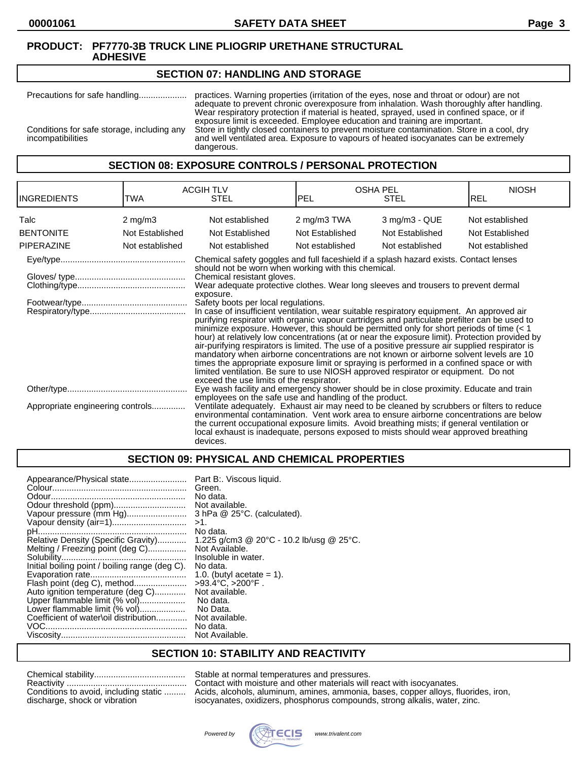**PRODUCT: PF7770-3B TRUCK LINE PLIOGRIP URETHANE STRUCTURAL ADHESIVE**

## SECTION 07: HANDLING AND STORAGE

Precautions for safe handling.................... practices. Warning properties (irritation of the eyes, nose and throat or odour) are not adequate to prevent chronic overexposure from inhalation. Wash thoroughly after handling. Wear respiratory protection if material is heated, sprayed, used in confined space, or if exposure limit is exceeded. Employee education and training are important.

Conditions for safe storage, including any incompatibilities: Store in tightly closed containers to prevent moisture contamination. Store in a cool, dry and well ventilated area. Exposure to vapours of heated isocyanates can be extremely dangerous.

## SECTION 08: EXPOSURE CONTROLS / PERSONAL PROTECTION

| INGREDIENTS | ACGIH TLV TWA | ACGIH TLV STEL | OSHA PEL PEL | OSHA PEL STEL | NIOSH REL |
|---|---|---|---|---|---|
| Talc | 2 mg/m3 | Not established | 2 mg/m3 TWA | 3 mg/m3 - QUE | Not established |
| BENTONITE | Not Established | Not Established | Not Established | Not Established | Not Established |
| PIPERAZINE | Not established | Not established | Not established | Not established | Not established |

Eye/type.................................................... Chemical safety goggles and full faceshield if a splash hazard exists. Contact lenses should not be worn when working with this chemical.

Gloves/ type............................................. Chemical resistant gloves.

Clothing/type............................................ Wear adequate protective clothes. Wear long sleeves and trousers to prevent dermal exposure.

Footwear/type........................................... Safety boots per local regulations.

Respiratory/type....................................... In case of insufficient ventilation, wear suitable respiratory equipment. An approved air purifying respirator with organic vapour cartridges and particulate prefilter can be used to minimize exposure. However, this should be permitted only for short periods of time (< 1 hour) at relatively low concentrations (at or near the exposure limit). Protection provided by air-purifying respirators is limited. The use of a positive pressure air supplied respirator is mandatory when airborne concentrations are not known or airborne solvent levels are 10 times the appropriate exposure limit or spraying is performed in a confined space or with limited ventilation. Be sure to use NIOSH approved respirator or equipment. Do not exceed the use limits of the respirator.

Other/type................................................. Eye wash facility and emergency shower should be in close proximity. Educate and train employees on the safe use and handling of the product.

Appropriate engineering controls............. Ventilate adequately. Exhaust air may need to be cleaned by scrubbers or filters to reduce environmental contamination. Vent work area to ensure airborne concentrations are below the current occupational exposure limits. Avoid breathing mists; if general ventilation or local exhaust is inadequate, persons exposed to mists should wear approved breathing devices.

## SECTION 09: PHYSICAL AND CHEMICAL PROPERTIES

Appearance/Physical state........................ Part B:. Viscous liquid.
Colour........................................................ Green.
Odour........................................................ No data.
Odour threshold (ppm)............................. Not available.
Vapour pressure (mm Hg)......................... 3 hPa @ 25°C. (calculated).
Vapour density (air=1)............................... >1.
pH.............................................................. No data.
Relative Density (Specific Gravity)............ 1.225 g/cm3 @ 20°C - 10.2 lb/usg @ 25°C.
Melting / Freezing point (deg C)................ Not Available.
Solubility.................................................... Insoluble in water.
Initial boiling point / boiling range (deg C). No data.
Evaporation rate........................................ 1.0. (butyl acetate = 1).
Flash point (deg C), method...................... >93.4°C, >200°F .
Auto ignition temperature (deg C)............. Not available.
Upper flammable limit (% vol)................... No data.
Lower flammable limit (% vol)................... No Data.
Coefficient of water\oil distribution............. Not available.
VOC........................................................... No data.
Viscosity.................................................... Not Available.

## SECTION 10: STABILITY AND REACTIVITY

Chemical stability...................................... Stable at normal temperatures and pressures.
Reactivity .................................................. Contact with moisture and other materials will react with isocyanates.
Conditions to avoid, including static discharge, shock or vibration ......... Acids, alcohols, aluminum, amines, ammonia, bases, copper alloys, fluorides, iron, isocyanates, oxidizers, phosphorus compounds, strong alkalis, water, zinc.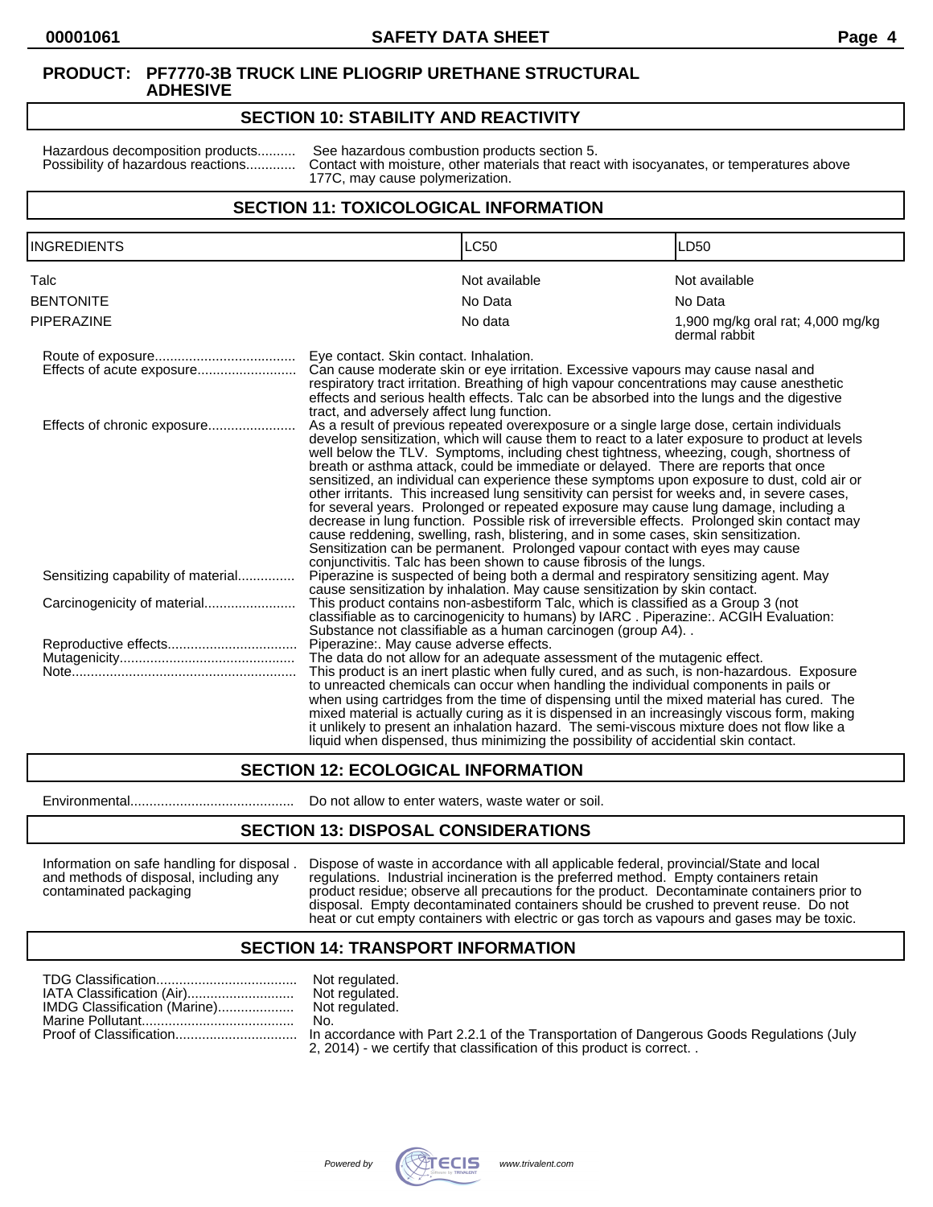**PRODUCT: PF7770-3B TRUCK LINE PLIOGRIP URETHANE STRUCTURAL ADHESIVE**

## SECTION 10: STABILITY AND REACTIVITY

Hazardous decomposition products.......... See hazardous combustion products section 5.

Possibility of hazardous reactions............. Contact with moisture, other materials that react with isocyanates, or temperatures above 177C, may cause polymerization.

## SECTION 11: TOXICOLOGICAL INFORMATION

| INGREDIENTS | LC50 | LD50 |
|---|---|---|
| Talc | Not available | Not available |
| BENTONITE | No Data | No Data |
| PIPERAZINE | No data | 1,900 mg/kg oral rat; 4,000 mg/kg dermal rabbit |

Route of exposure..................................... Eye contact. Skin contact. Inhalation.

Effects of acute exposure.......................... Can cause moderate skin or eye irritation. Excessive vapours may cause nasal and respiratory tract irritation. Breathing of high vapour concentrations may cause anesthetic effects and serious health effects. Talc can be absorbed into the lungs and the digestive tract, and adversely affect lung function.

Effects of chronic exposure....................... As a result of previous repeated overexposure or a single large dose, certain individuals develop sensitization, which will cause them to react to a later exposure to product at levels well below the TLV. Symptoms, including chest tightness, wheezing, cough, shortness of breath or asthma attack, could be immediate or delayed. There are reports that once sensitized, an individual can experience these symptoms upon exposure to dust, cold air or other irritants. This increased lung sensitivity can persist for weeks and, in severe cases, for several years. Prolonged or repeated exposure may cause lung damage, including a decrease in lung function. Possible risk of irreversible effects. Prolonged skin contact may cause reddening, swelling, rash, blistering, and in some cases, skin sensitization. Sensitization can be permanent. Prolonged vapour contact with eyes may cause conjunctivitis. Talc has been shown to cause fibrosis of the lungs.

Sensitizing capability of material............... Piperazine is suspected of being both a dermal and respiratory sensitizing agent. May cause sensitization by inhalation. May cause sensitization by skin contact.

Carcinogenicity of material........................ This product contains non-asbestiform Talc, which is classified as a Group 3 (not classifiable as to carcinogenicity to humans) by IARC . Piperazine:. ACGIH Evaluation: Substance not classifiable as a human carcinogen (group A4). .

Reproductive effects.................................. Piperazine:. May cause adverse effects.

Mutagenicity.............................................. The data do not allow for an adequate assessment of the mutagenic effect.

Note........................................................... This product is an inert plastic when fully cured, and as such, is non-hazardous. Exposure to unreacted chemicals can occur when handling the individual components in pails or when using cartridges from the time of dispensing until the mixed material has cured. The mixed material is actually curing as it is dispensed in an increasingly viscous form, making it unlikely to present an inhalation hazard. The semi-viscous mixture does not flow like a liquid when dispensed, thus minimizing the possibility of accidental skin contact.

## SECTION 12: ECOLOGICAL INFORMATION

Environmental........................................... Do not allow to enter waters, waste water or soil.

## SECTION 13: DISPOSAL CONSIDERATIONS

Information on safe handling for disposal . and methods of disposal, including any contaminated packaging — Dispose of waste in accordance with all applicable federal, provincial/State and local regulations. Industrial incineration is the preferred method. Empty containers retain product residue; observe all precautions for the product. Decontaminate containers prior to disposal. Empty decontaminated containers should be crushed to prevent reuse. Do not heat or cut empty containers with electric or gas torch as vapours and gases may be toxic.

## SECTION 14: TRANSPORT INFORMATION

TDG Classification..................................... Not regulated.

IATA Classification (Air)............................ Not regulated.

IMDG Classification (Marine).................... Not regulated.

Marine Pollutant........................................ No.

Proof of Classification................................ In accordance with Part 2.2.1 of the Transportation of Dangerous Goods Regulations (July 2, 2014) - we certify that classification of this product is correct. .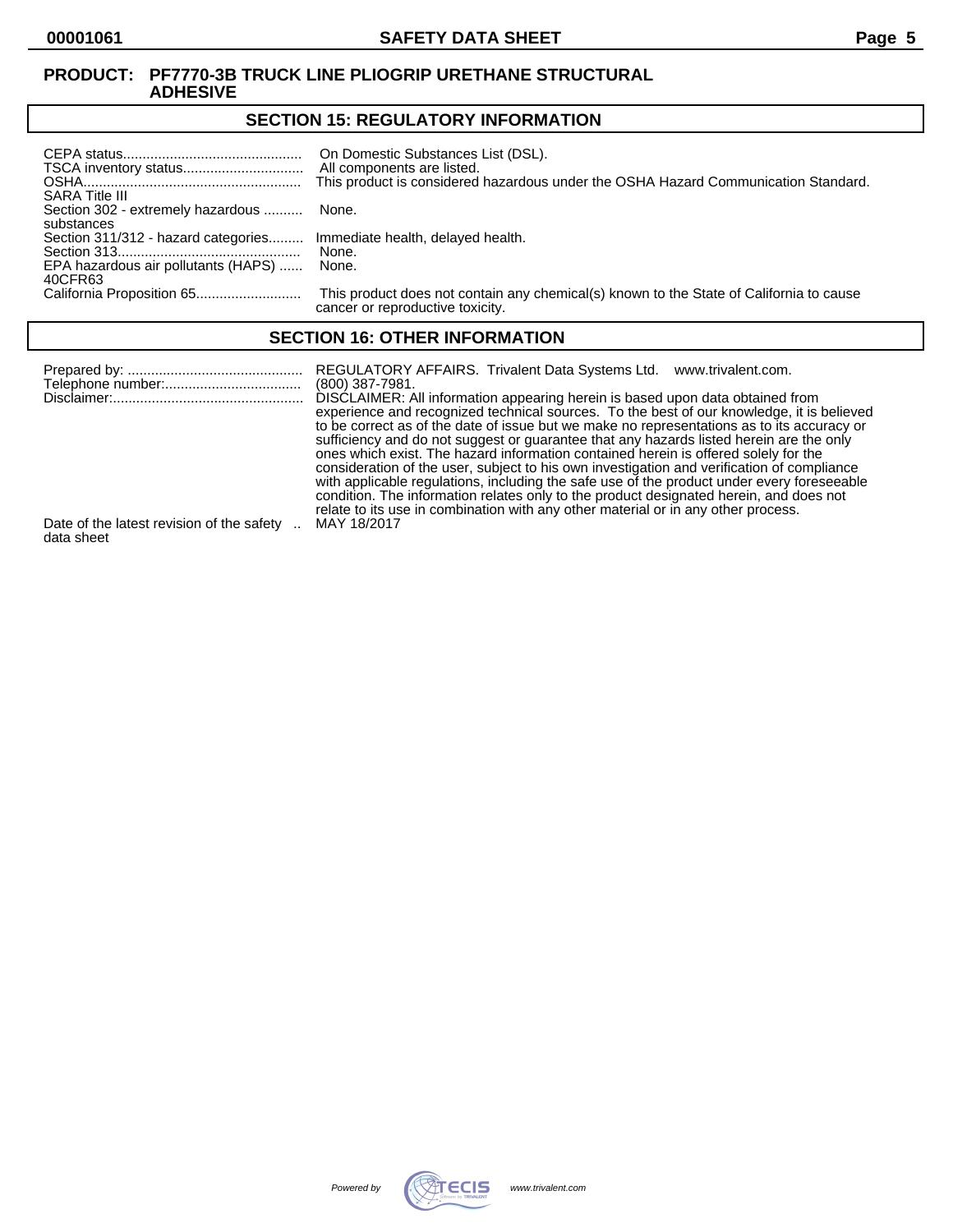**PRODUCT: PF7770-3B TRUCK LINE PLIOGRIP URETHANE STRUCTURAL ADHESIVE**

## SECTION 15: REGULATORY INFORMATION

| | |
|---|---|
| CEPA status | On Domestic Substances List (DSL). |
| TSCA inventory status | All components are listed. |
| OSHA | This product is considered hazardous under the OSHA Hazard Communication Standard. |
| SARA Title III | |
| Section 302 - extremely hazardous substances | None. |
| Section 311/312 - hazard categories | Immediate health, delayed health. |
| Section 313 | None. |
| EPA hazardous air pollutants (HAPS) 40CFR63 | None. |
| California Proposition 65 | This product does not contain any chemical(s) known to the State of California to cause cancer or reproductive toxicity. |

## SECTION 16: OTHER INFORMATION

| | |
|---|---|
| Prepared by: | REGULATORY AFFAIRS. Trivalent Data Systems Ltd. www.trivalent.com. |
| Telephone number: | (800) 387-7981. |
| Disclaimer: | DISCLAIMER: All information appearing herein is based upon data obtained from experience and recognized technical sources. To the best of our knowledge, it is believed to be correct as of the date of issue but we make no representations as to its accuracy or sufficiency and do not suggest or guarantee that any hazards listed herein are the only ones which exist. The hazard information contained herein is offered solely for the consideration of the user, subject to his own investigation and verification of compliance with applicable regulations, including the safe use of the product under every foreseeable condition. The information relates only to the product designated herein, and does not relate to its use in combination with any other material or in any other process. |
| Date of the latest revision of the safety data sheet | MAY 18/2017 |